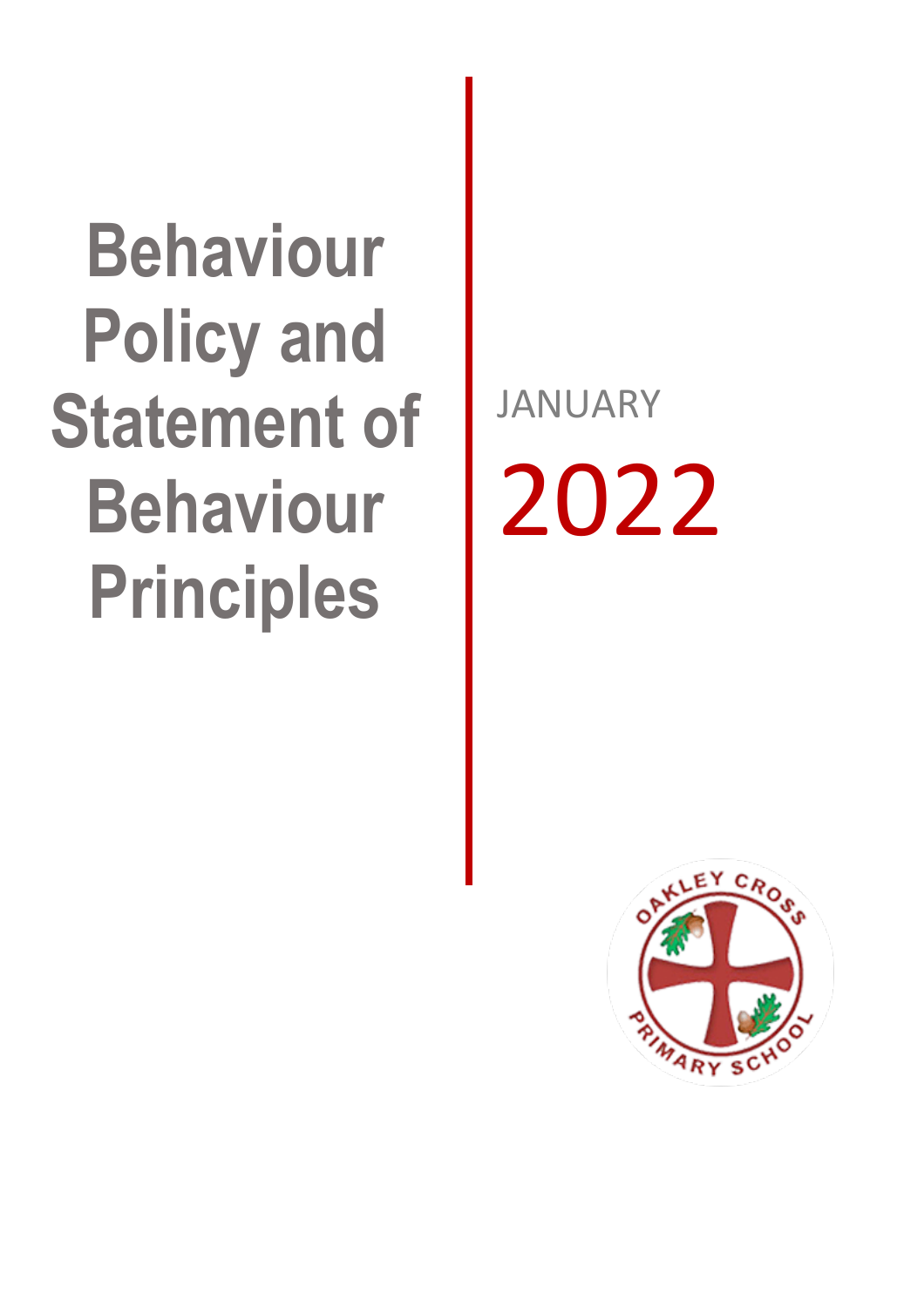# Behaviour Policy and Statement of Behaviour Principles

JANUARY

2022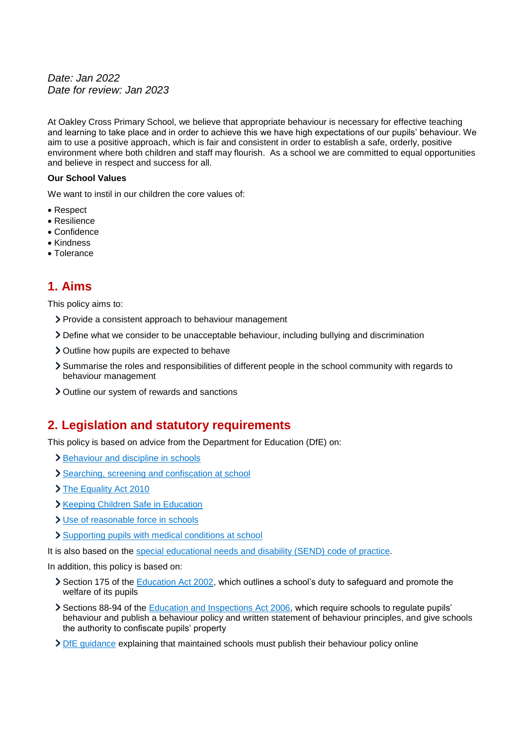*Date: Jan 2022*
*Date for review: Jan 2023*

At Oakley Cross Primary School, we believe that appropriate behaviour is necessary for effective teaching and learning to take place and in order to achieve this we have high expectations of our pupils' behaviour. We aim to use a positive approach, which is fair and consistent in order to establish a safe, orderly, positive environment where both children and staff may flourish. As a school we are committed to equal opportunities and believe in respect and success for all.

**Our School Values**

We want to instil in our children the core values of:

- Respect
- Resilience
- Confidence
- Kindness
- Tolerance

## 1. Aims

This policy aims to:

- Provide a consistent approach to behaviour management
- Define what we consider to be unacceptable behaviour, including bullying and discrimination
- Outline how pupils are expected to behave
- Summarise the roles and responsibilities of different people in the school community with regards to behaviour management
- Outline our system of rewards and sanctions

## 2. Legislation and statutory requirements

This policy is based on advice from the Department for Education (DfE) on:

- Behaviour and discipline in schools
- Searching, screening and confiscation at school
- The Equality Act 2010
- Keeping Children Safe in Education
- Use of reasonable force in schools
- Supporting pupils with medical conditions at school

It is also based on the special educational needs and disability (SEND) code of practice.

In addition, this policy is based on:

- Section 175 of the Education Act 2002, which outlines a school's duty to safeguard and promote the welfare of its pupils
- Sections 88-94 of the Education and Inspections Act 2006, which require schools to regulate pupils' behaviour and publish a behaviour policy and written statement of behaviour principles, and give schools the authority to confiscate pupils' property
- DfE guidance explaining that maintained schools must publish their behaviour policy online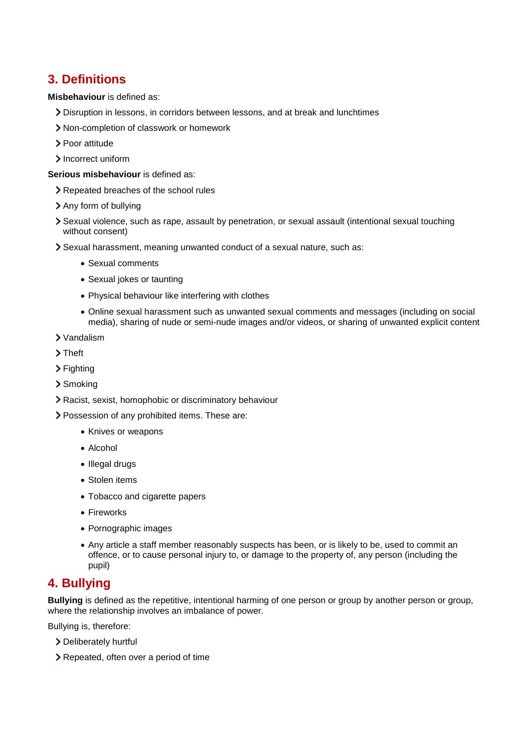## 3. Definitions

**Misbehaviour** is defined as:

- Disruption in lessons, in corridors between lessons, and at break and lunchtimes
- Non-completion of classwork or homework
- Poor attitude
- Incorrect uniform

**Serious misbehaviour** is defined as:

- Repeated breaches of the school rules
- Any form of bullying
- Sexual violence, such as rape, assault by penetration, or sexual assault (intentional sexual touching without consent)
- Sexual harassment, meaning unwanted conduct of a sexual nature, such as:
    - Sexual comments
    - Sexual jokes or taunting
    - Physical behaviour like interfering with clothes
    - Online sexual harassment such as unwanted sexual comments and messages (including on social media), sharing of nude or semi-nude images and/or videos, or sharing of unwanted explicit content
- Vandalism
- Theft
- Fighting
- Smoking
- Racist, sexist, homophobic or discriminatory behaviour
- Possession of any prohibited items. These are:
    - Knives or weapons
    - Alcohol
    - Illegal drugs
    - Stolen items
    - Tobacco and cigarette papers
    - Fireworks
    - Pornographic images
    - Any article a staff member reasonably suspects has been, or is likely to be, used to commit an offence, or to cause personal injury to, or damage to the property of, any person (including the pupil)

## 4. Bullying

**Bullying** is defined as the repetitive, intentional harming of one person or group by another person or group, where the relationship involves an imbalance of power.

Bullying is, therefore:

- Deliberately hurtful
- Repeated, often over a period of time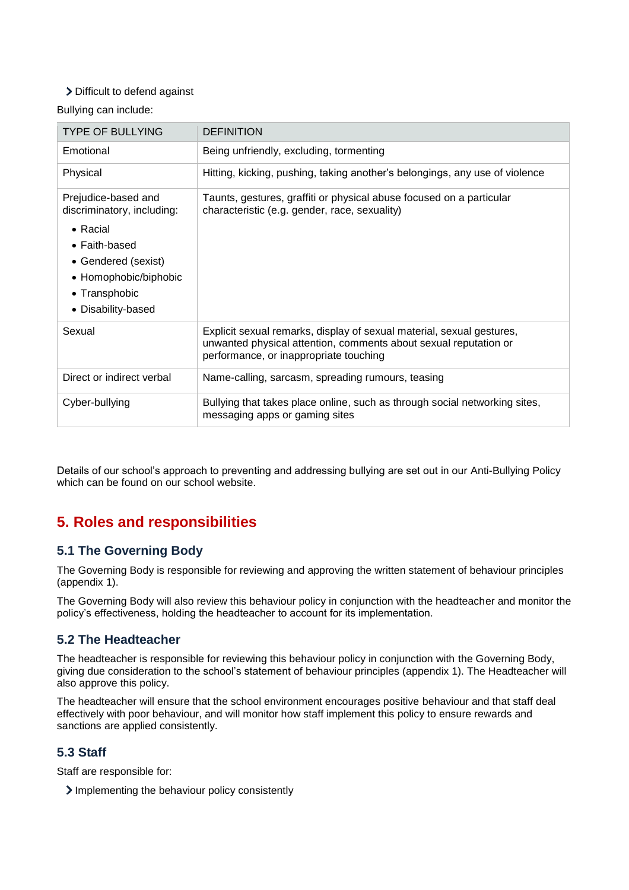- Difficult to defend against

Bullying can include:

| TYPE OF BULLYING | DEFINITION |
| --- | --- |
| Emotional | Being unfriendly, excluding, tormenting |
| Physical | Hitting, kicking, pushing, taking another's belongings, any use of violence |
| Prejudice-based and discriminatory, including: <br>• Racial <br>• Faith-based <br>• Gendered (sexist) <br>• Homophobic/biphobic <br>• Transphobic <br>• Disability-based | Taunts, gestures, graffiti or physical abuse focused on a particular characteristic (e.g. gender, race, sexuality) |
| Sexual | Explicit sexual remarks, display of sexual material, sexual gestures, unwanted physical attention, comments about sexual reputation or performance, or inappropriate touching |
| Direct or indirect verbal | Name-calling, sarcasm, spreading rumours, teasing |
| Cyber-bullying | Bullying that takes place online, such as through social networking sites, messaging apps or gaming sites |

Details of our school's approach to preventing and addressing bullying are set out in our Anti-Bullying Policy which can be found on our school website.

## 5. Roles and responsibilities

### 5.1 The Governing Body

The Governing Body is responsible for reviewing and approving the written statement of behaviour principles (appendix 1).

The Governing Body will also review this behaviour policy in conjunction with the headteacher and monitor the policy's effectiveness, holding the headteacher to account for its implementation.

### 5.2 The Headteacher

The headteacher is responsible for reviewing this behaviour policy in conjunction with the Governing Body, giving due consideration to the school's statement of behaviour principles (appendix 1). The Headteacher will also approve this policy.

The headteacher will ensure that the school environment encourages positive behaviour and that staff deal effectively with poor behaviour, and will monitor how staff implement this policy to ensure rewards and sanctions are applied consistently.

### 5.3 Staff

Staff are responsible for:

- Implementing the behaviour policy consistently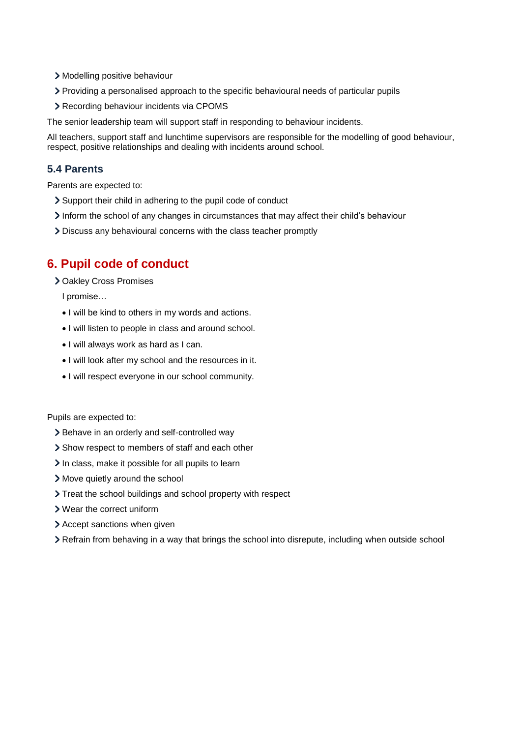- Modelling positive behaviour
- Providing a personalised approach to the specific behavioural needs of particular pupils
- Recording behaviour incidents via CPOMS

The senior leadership team will support staff in responding to behaviour incidents.

All teachers, support staff and lunchtime supervisors are responsible for the modelling of good behaviour, respect, positive relationships and dealing with incidents around school.

### 5.4 Parents

Parents are expected to:

- Support their child in adhering to the pupil code of conduct
- Inform the school of any changes in circumstances that may affect their child's behaviour
- Discuss any behavioural concerns with the class teacher promptly

## 6. Pupil code of conduct

- Oakley Cross Promises

  I promise…

  - I will be kind to others in my words and actions.
  - I will listen to people in class and around school.
  - I will always work as hard as I can.
  - I will look after my school and the resources in it.
  - I will respect everyone in our school community.

Pupils are expected to:

- Behave in an orderly and self-controlled way
- Show respect to members of staff and each other
- In class, make it possible for all pupils to learn
- Move quietly around the school
- Treat the school buildings and school property with respect
- Wear the correct uniform
- Accept sanctions when given
- Refrain from behaving in a way that brings the school into disrepute, including when outside school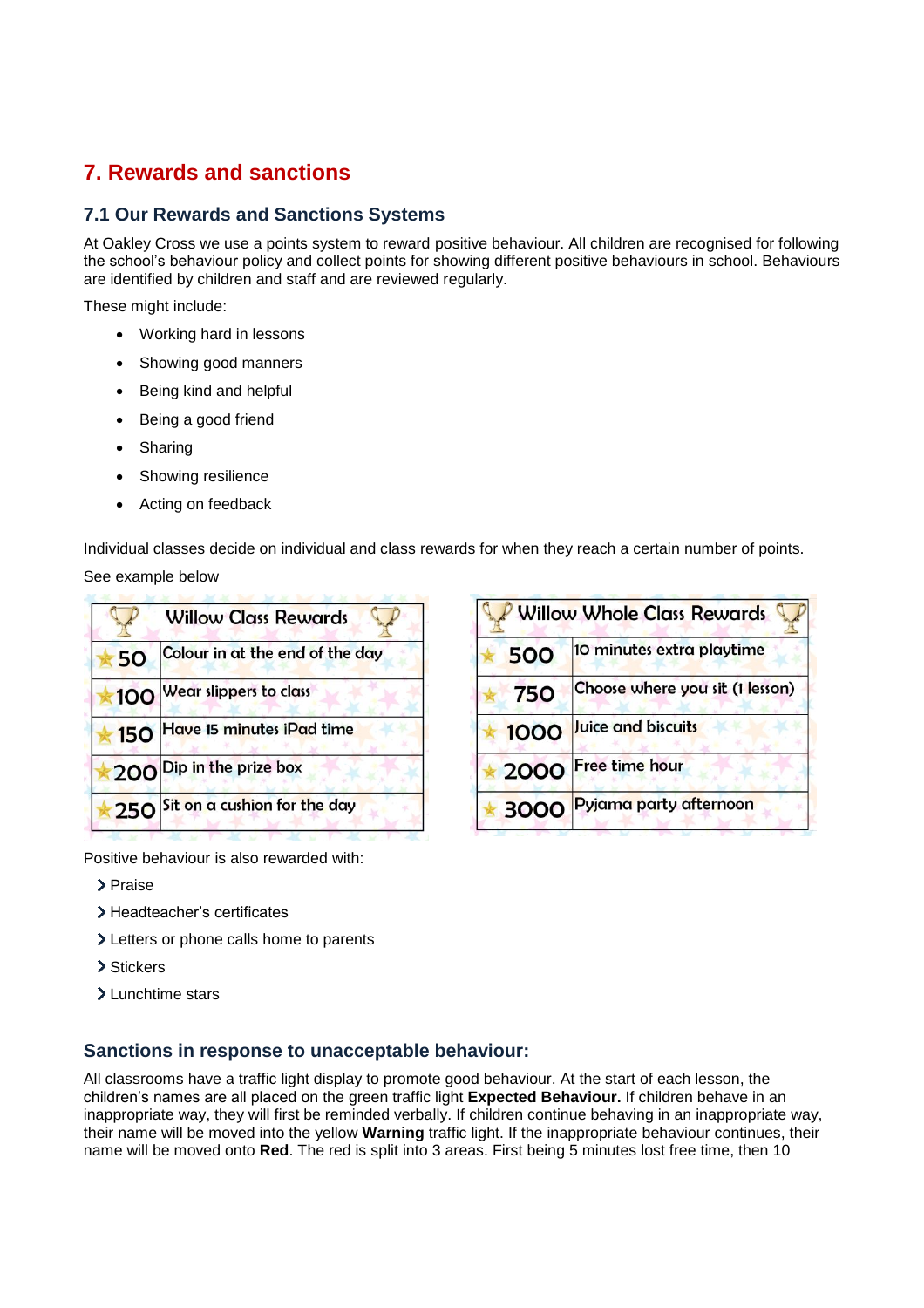## 7. Rewards and sanctions

### 7.1 Our Rewards and Sanctions Systems

At Oakley Cross we use a points system to reward positive behaviour. All children are recognised for following the school's behaviour policy and collect points for showing different positive behaviours in school. Behaviours are identified by children and staff and are reviewed regularly.

These might include:

- Working hard in lessons
- Showing good manners
- Being kind and helpful
- Being a good friend
- Sharing
- Showing resilience
- Acting on feedback

Individual classes decide on individual and class rewards for when they reach a certain number of points.

See example below

| Willow Class Rewards | |
|---|---|
| 50 | Colour in at the end of the day |
| 100 | Wear slippers to class |
| 150 | Have 15 minutes iPad time |
| 200 | Dip in the prize box |
| 250 | Sit on a cushion for the day |

| Willow Whole Class Rewards | |
|---|---|
| 500 | 10 minutes extra playtime |
| 750 | Choose where you sit (1 lesson) |
| 1000 | Juice and biscuits |
| 2000 | Free time hour |
| 3000 | Pyjama party afternoon |

Positive behaviour is also rewarded with:

- Praise
- Headteacher's certificates
- Letters or phone calls home to parents
- Stickers
- Lunchtime stars

### Sanctions in response to unacceptable behaviour:

All classrooms have a traffic light display to promote good behaviour. At the start of each lesson, the children's names are all placed on the green traffic light **Expected Behaviour.** If children behave in an inappropriate way, they will first be reminded verbally. If children continue behaving in an inappropriate way, their name will be moved into the yellow **Warning** traffic light. If the inappropriate behaviour continues, their name will be moved onto **Red**. The red is split into 3 areas. First being 5 minutes lost free time, then 10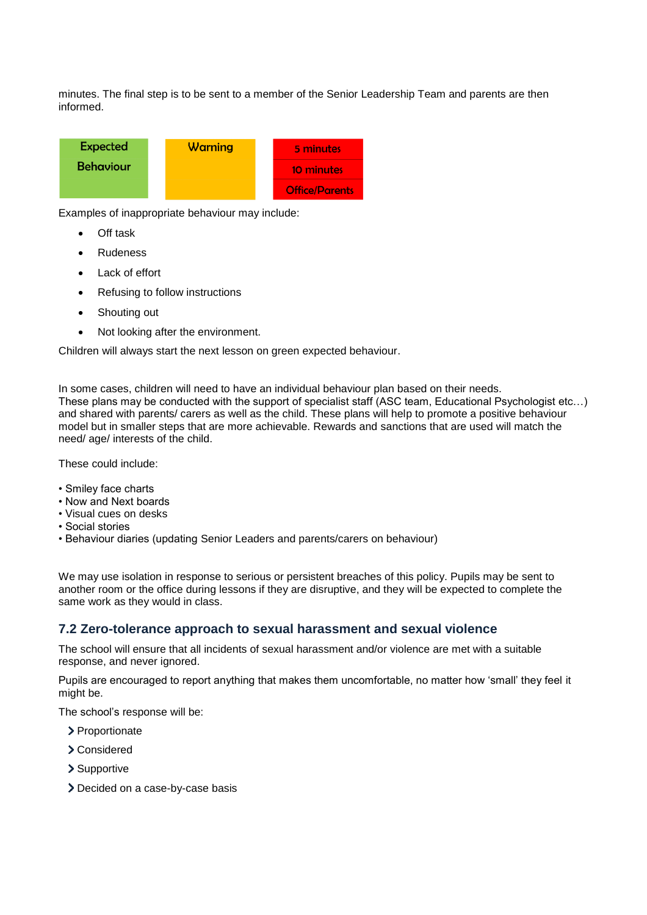minutes. The final step is to be sent to a member of the Senior Leadership Team and parents are then informed.

| Expected Behaviour | Warning | 5 minutes |
|---|---|---|
| | | 10 minutes |
| | | Office/Parents |

Examples of inappropriate behaviour may include:

- Off task
- Rudeness
- Lack of effort
- Refusing to follow instructions
- Shouting out
- Not looking after the environment.

Children will always start the next lesson on green expected behaviour.

In some cases, children will need to have an individual behaviour plan based on their needs. These plans may be conducted with the support of specialist staff (ASC team, Educational Psychologist etc…) and shared with parents/ carers as well as the child. These plans will help to promote a positive behaviour model but in smaller steps that are more achievable. Rewards and sanctions that are used will match the need/ age/ interests of the child.

These could include:

- Smiley face charts
- Now and Next boards
- Visual cues on desks
- Social stories
- Behaviour diaries (updating Senior Leaders and parents/carers on behaviour)

We may use isolation in response to serious or persistent breaches of this policy. Pupils may be sent to another room or the office during lessons if they are disruptive, and they will be expected to complete the same work as they would in class.

## 7.2 Zero-tolerance approach to sexual harassment and sexual violence

The school will ensure that all incidents of sexual harassment and/or violence are met with a suitable response, and never ignored.

Pupils are encouraged to report anything that makes them uncomfortable, no matter how 'small' they feel it might be.

The school's response will be:

- Proportionate
- Considered
- Supportive
- Decided on a case-by-case basis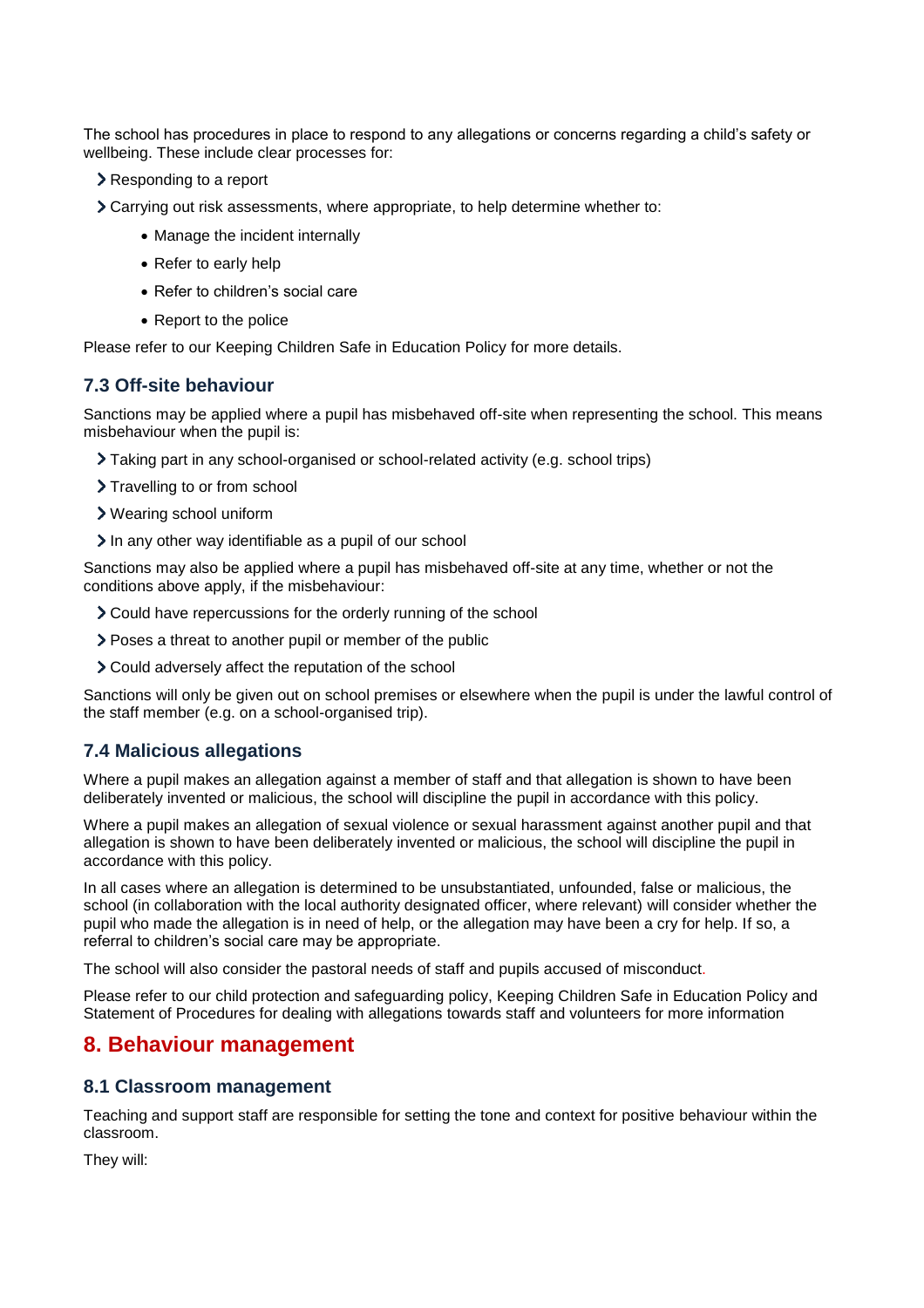The school has procedures in place to respond to any allegations or concerns regarding a child's safety or wellbeing. These include clear processes for:

- Responding to a report
- Carrying out risk assessments, where appropriate, to help determine whether to:
  - Manage the incident internally
  - Refer to early help
  - Refer to children's social care
  - Report to the police

Please refer to our Keeping Children Safe in Education Policy for more details.

### 7.3 Off-site behaviour

Sanctions may be applied where a pupil has misbehaved off-site when representing the school. This means misbehaviour when the pupil is:

- Taking part in any school-organised or school-related activity (e.g. school trips)
- Travelling to or from school
- Wearing school uniform
- In any other way identifiable as a pupil of our school

Sanctions may also be applied where a pupil has misbehaved off-site at any time, whether or not the conditions above apply, if the misbehaviour:

- Could have repercussions for the orderly running of the school
- Poses a threat to another pupil or member of the public
- Could adversely affect the reputation of the school

Sanctions will only be given out on school premises or elsewhere when the pupil is under the lawful control of the staff member (e.g. on a school-organised trip).

### 7.4 Malicious allegations

Where a pupil makes an allegation against a member of staff and that allegation is shown to have been deliberately invented or malicious, the school will discipline the pupil in accordance with this policy.

Where a pupil makes an allegation of sexual violence or sexual harassment against another pupil and that allegation is shown to have been deliberately invented or malicious, the school will discipline the pupil in accordance with this policy.

In all cases where an allegation is determined to be unsubstantiated, unfounded, false or malicious, the school (in collaboration with the local authority designated officer, where relevant) will consider whether the pupil who made the allegation is in need of help, or the allegation may have been a cry for help. If so, a referral to children's social care may be appropriate.

The school will also consider the pastoral needs of staff and pupils accused of misconduct.

Please refer to our child protection and safeguarding policy, Keeping Children Safe in Education Policy and Statement of Procedures for dealing with allegations towards staff and volunteers for more information

## 8. Behaviour management

### 8.1 Classroom management

Teaching and support staff are responsible for setting the tone and context for positive behaviour within the classroom.

They will: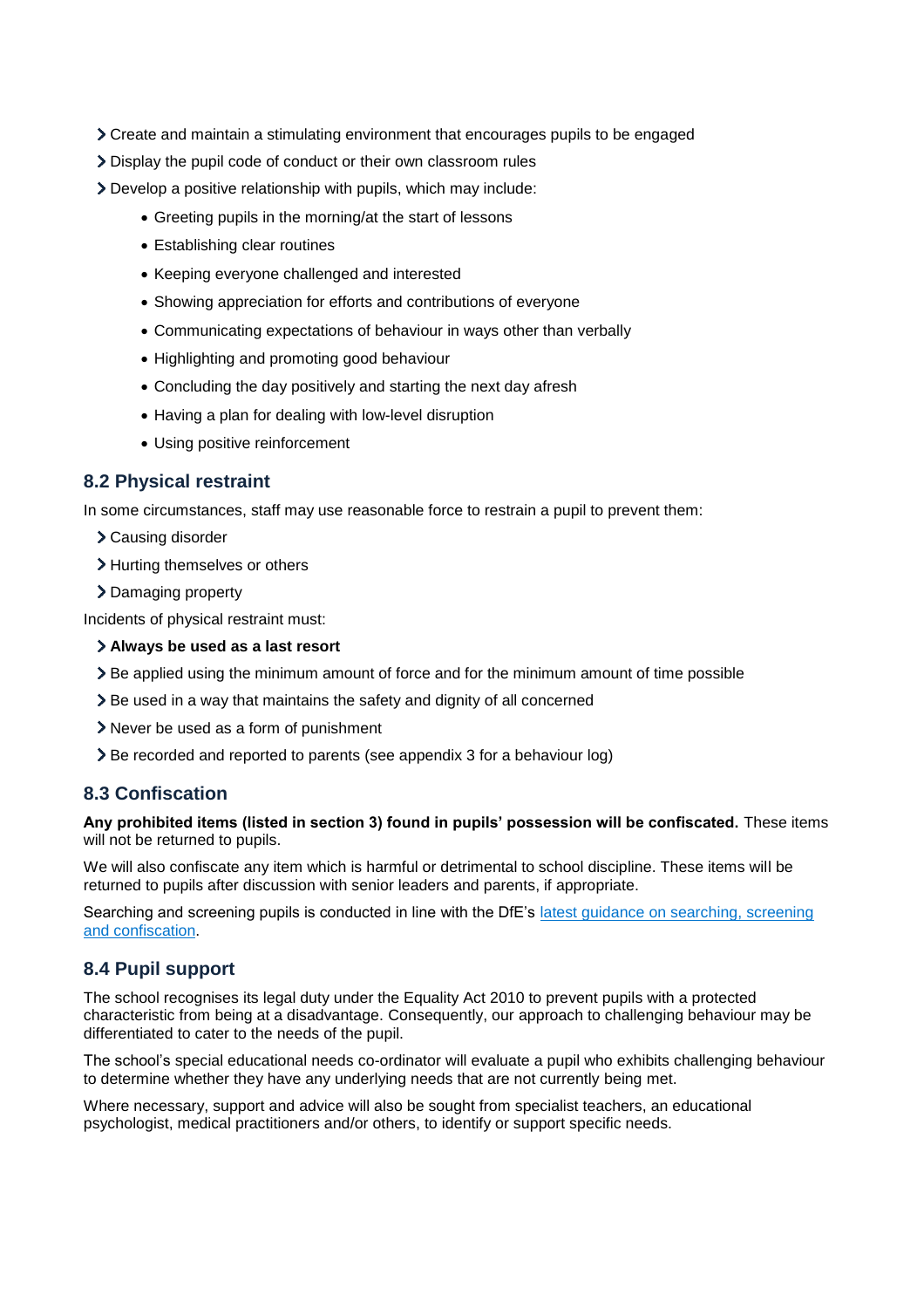- Create and maintain a stimulating environment that encourages pupils to be engaged
- Display the pupil code of conduct or their own classroom rules
- Develop a positive relationship with pupils, which may include:
    - Greeting pupils in the morning/at the start of lessons
    - Establishing clear routines
    - Keeping everyone challenged and interested
    - Showing appreciation for efforts and contributions of everyone
    - Communicating expectations of behaviour in ways other than verbally
    - Highlighting and promoting good behaviour
    - Concluding the day positively and starting the next day afresh
    - Having a plan for dealing with low-level disruption
    - Using positive reinforcement

### 8.2 Physical restraint

In some circumstances, staff may use reasonable force to restrain a pupil to prevent them:

- Causing disorder
- Hurting themselves or others
- Damaging property

Incidents of physical restraint must:

- **Always be used as a last resort**
- Be applied using the minimum amount of force and for the minimum amount of time possible
- Be used in a way that maintains the safety and dignity of all concerned
- Never be used as a form of punishment
- Be recorded and reported to parents (see appendix 3 for a behaviour log)

### 8.3 Confiscation

**Any prohibited items (listed in section 3) found in pupils' possession will be confiscated.** These items will not be returned to pupils.

We will also confiscate any item which is harmful or detrimental to school discipline. These items will be returned to pupils after discussion with senior leaders and parents, if appropriate.

Searching and screening pupils is conducted in line with the DfE's [latest guidance on searching, screening and confiscation](#).

### 8.4 Pupil support

The school recognises its legal duty under the Equality Act 2010 to prevent pupils with a protected characteristic from being at a disadvantage. Consequently, our approach to challenging behaviour may be differentiated to cater to the needs of the pupil.

The school's special educational needs co-ordinator will evaluate a pupil who exhibits challenging behaviour to determine whether they have any underlying needs that are not currently being met.

Where necessary, support and advice will also be sought from specialist teachers, an educational psychologist, medical practitioners and/or others, to identify or support specific needs.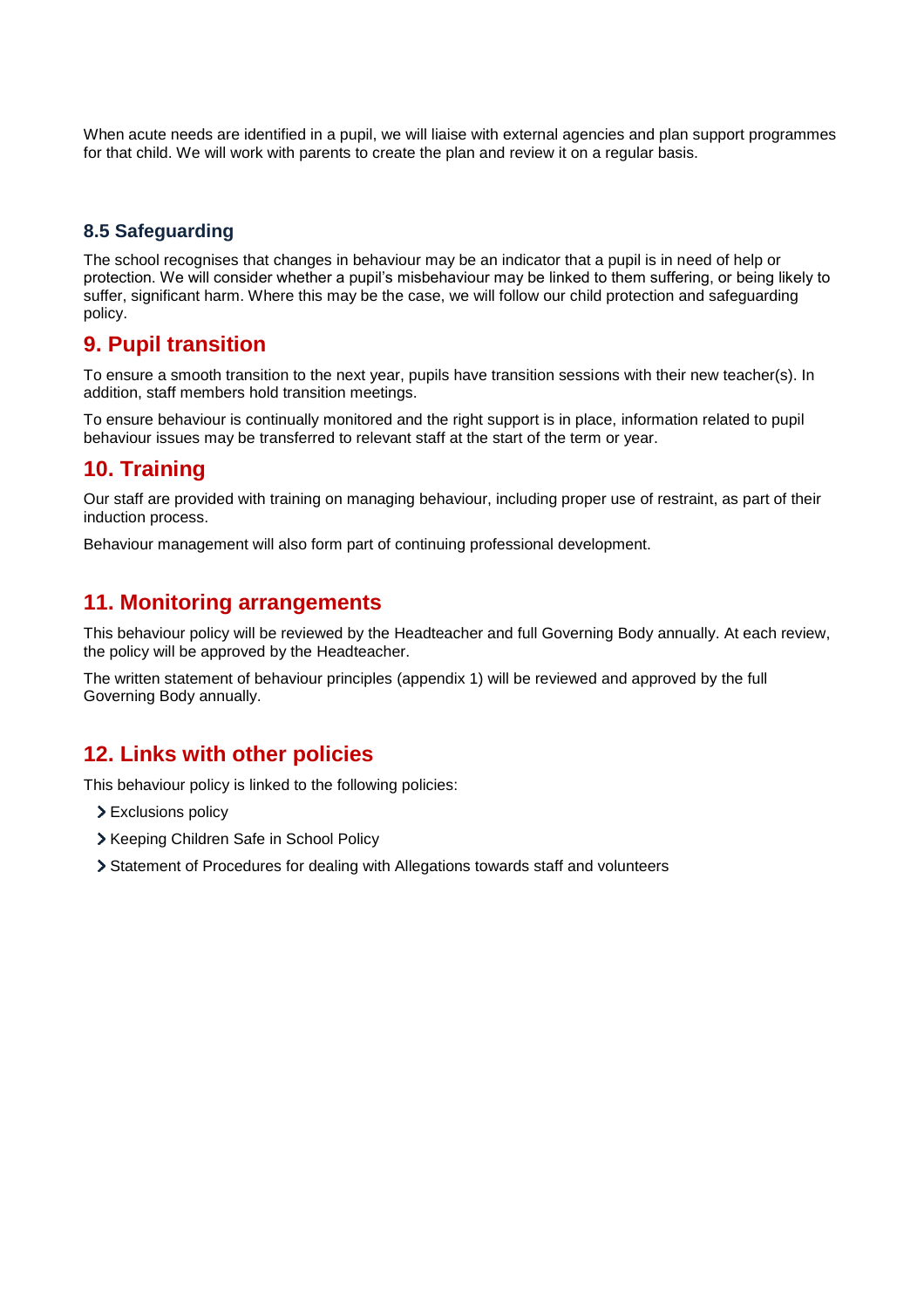When acute needs are identified in a pupil, we will liaise with external agencies and plan support programmes for that child. We will work with parents to create the plan and review it on a regular basis.

### 8.5 Safeguarding

The school recognises that changes in behaviour may be an indicator that a pupil is in need of help or protection. We will consider whether a pupil's misbehaviour may be linked to them suffering, or being likely to suffer, significant harm. Where this may be the case, we will follow our child protection and safeguarding policy.

## 9. Pupil transition

To ensure a smooth transition to the next year, pupils have transition sessions with their new teacher(s). In addition, staff members hold transition meetings.

To ensure behaviour is continually monitored and the right support is in place, information related to pupil behaviour issues may be transferred to relevant staff at the start of the term or year.

## 10. Training

Our staff are provided with training on managing behaviour, including proper use of restraint, as part of their induction process.

Behaviour management will also form part of continuing professional development.

## 11. Monitoring arrangements

This behaviour policy will be reviewed by the Headteacher and full Governing Body annually. At each review, the policy will be approved by the Headteacher.

The written statement of behaviour principles (appendix 1) will be reviewed and approved by the full Governing Body annually.

## 12. Links with other policies

This behaviour policy is linked to the following policies:

- Exclusions policy
- Keeping Children Safe in School Policy
- Statement of Procedures for dealing with Allegations towards staff and volunteers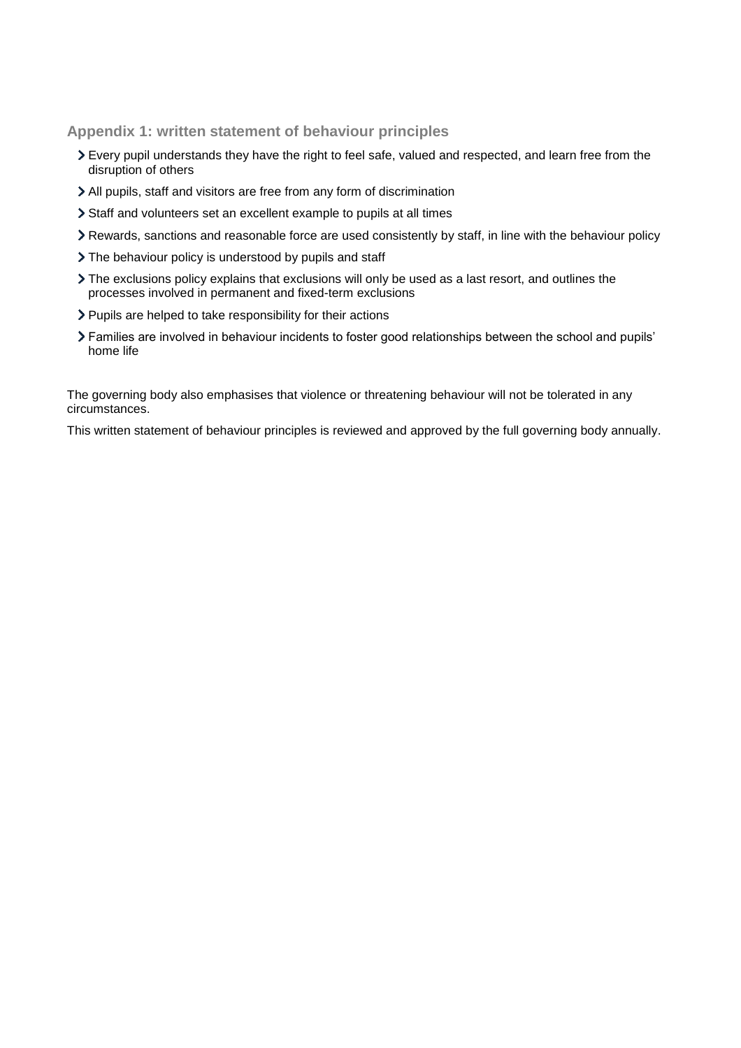## Appendix 1: written statement of behaviour principles

- Every pupil understands they have the right to feel safe, valued and respected, and learn free from the disruption of others
- All pupils, staff and visitors are free from any form of discrimination
- Staff and volunteers set an excellent example to pupils at all times
- Rewards, sanctions and reasonable force are used consistently by staff, in line with the behaviour policy
- The behaviour policy is understood by pupils and staff
- The exclusions policy explains that exclusions will only be used as a last resort, and outlines the processes involved in permanent and fixed-term exclusions
- Pupils are helped to take responsibility for their actions
- Families are involved in behaviour incidents to foster good relationships between the school and pupils' home life

The governing body also emphasises that violence or threatening behaviour will not be tolerated in any circumstances.

This written statement of behaviour principles is reviewed and approved by the full governing body annually.